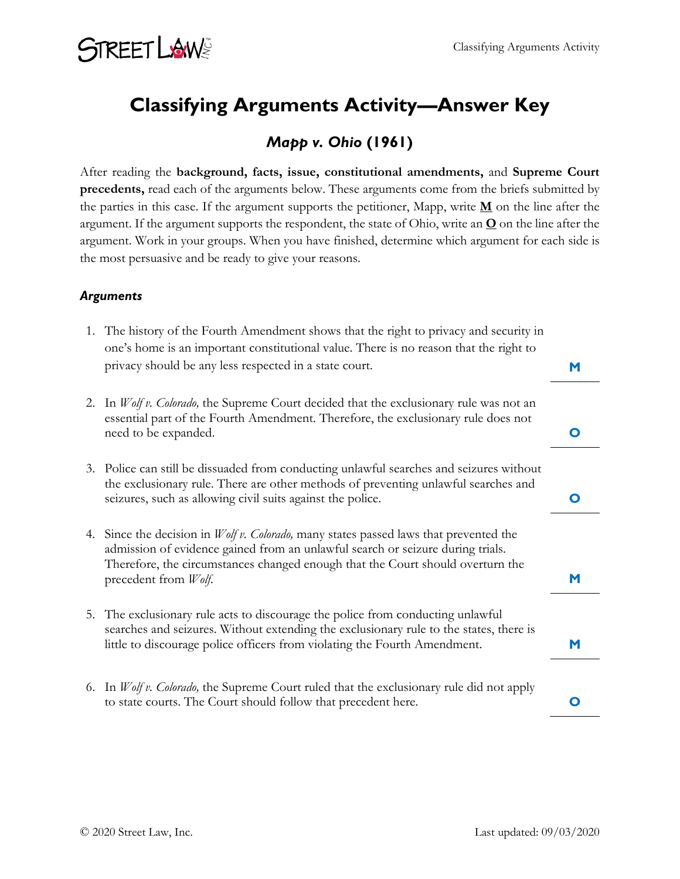# Classifying Arguments Activity—Answer Key

## *Mapp v. Ohio* (1961)

After reading the **background, facts, issue, constitutional amendments,** and **Supreme Court precedents,** read each of the arguments below. These arguments come from the briefs submitted by the parties in this case. If the argument supports the petitioner, Mapp, write **M** on the line after the argument. If the argument supports the respondent, the state of Ohio, write an **O** on the line after the argument. Work in your groups. When you have finished, determine which argument for each side is the most persuasive and be ready to give your reasons.

### *Arguments*

1. The history of the Fourth Amendment shows that the right to privacy and security in one's home is an important constitutional value. There is no reason that the right to privacy should be any less respected in a state court. **M**

2. In *Wolf v. Colorado,* the Supreme Court decided that the exclusionary rule was not an essential part of the Fourth Amendment. Therefore, the exclusionary rule does not need to be expanded. **O**

3. Police can still be dissuaded from conducting unlawful searches and seizures without the exclusionary rule. There are other methods of preventing unlawful searches and seizures, such as allowing civil suits against the police. **O**

4. Since the decision in *Wolf v. Colorado,* many states passed laws that prevented the admission of evidence gained from an unlawful search or seizure during trials. Therefore, the circumstances changed enough that the Court should overturn the precedent from *Wolf.* **M**

5. The exclusionary rule acts to discourage the police from conducting unlawful searches and seizures. Without extending the exclusionary rule to the states, there is little to discourage police officers from violating the Fourth Amendment. **M**

6. In *Wolf v. Colorado,* the Supreme Court ruled that the exclusionary rule did not apply to state courts. The Court should follow that precedent here. **O**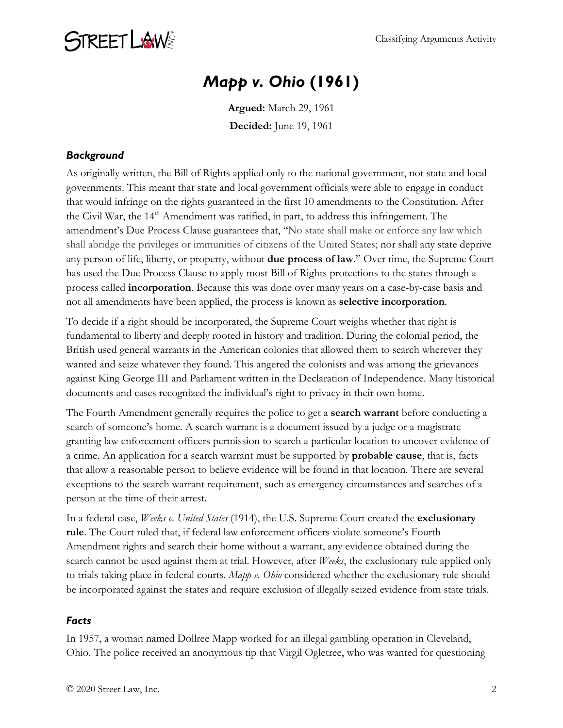# *Mapp v. Ohio* (1961)

**Argued:** March 29, 1961

**Decided:** June 19, 1961

### *Background*

As originally written, the Bill of Rights applied only to the national government, not state and local governments. This meant that state and local government officials were able to engage in conduct that would infringe on the rights guaranteed in the first 10 amendments to the Constitution. After the Civil War, the 14th Amendment was ratified, in part, to address this infringement. The amendment's Due Process Clause guarantees that, "No state shall make or enforce any law which shall abridge the privileges or immunities of citizens of the United States; nor shall any state deprive any person of life, liberty, or property, without **due process of law**." Over time, the Supreme Court has used the Due Process Clause to apply most Bill of Rights protections to the states through a process called **incorporation**. Because this was done over many years on a case-by-case basis and not all amendments have been applied, the process is known as **selective incorporation**.

To decide if a right should be incorporated, the Supreme Court weighs whether that right is fundamental to liberty and deeply rooted in history and tradition. During the colonial period, the British used general warrants in the American colonies that allowed them to search wherever they wanted and seize whatever they found. This angered the colonists and was among the grievances against King George III and Parliament written in the Declaration of Independence. Many historical documents and cases recognized the individual's right to privacy in their own home.

The Fourth Amendment generally requires the police to get a **search warrant** before conducting a search of someone's home. A search warrant is a document issued by a judge or a magistrate granting law enforcement officers permission to search a particular location to uncover evidence of a crime. An application for a search warrant must be supported by **probable cause**, that is, facts that allow a reasonable person to believe evidence will be found in that location. There are several exceptions to the search warrant requirement, such as emergency circumstances and searches of a person at the time of their arrest.

In a federal case, *Weeks v. United States* (1914), the U.S. Supreme Court created the **exclusionary rule**. The Court ruled that, if federal law enforcement officers violate someone's Fourth Amendment rights and search their home without a warrant, any evidence obtained during the search cannot be used against them at trial. However, after *Weeks*, the exclusionary rule applied only to trials taking place in federal courts. *Mapp v. Ohio* considered whether the exclusionary rule should be incorporated against the states and require exclusion of illegally seized evidence from state trials.

### *Facts*

In 1957, a woman named Dollree Mapp worked for an illegal gambling operation in Cleveland, Ohio. The police received an anonymous tip that Virgil Ogletree, who was wanted for questioning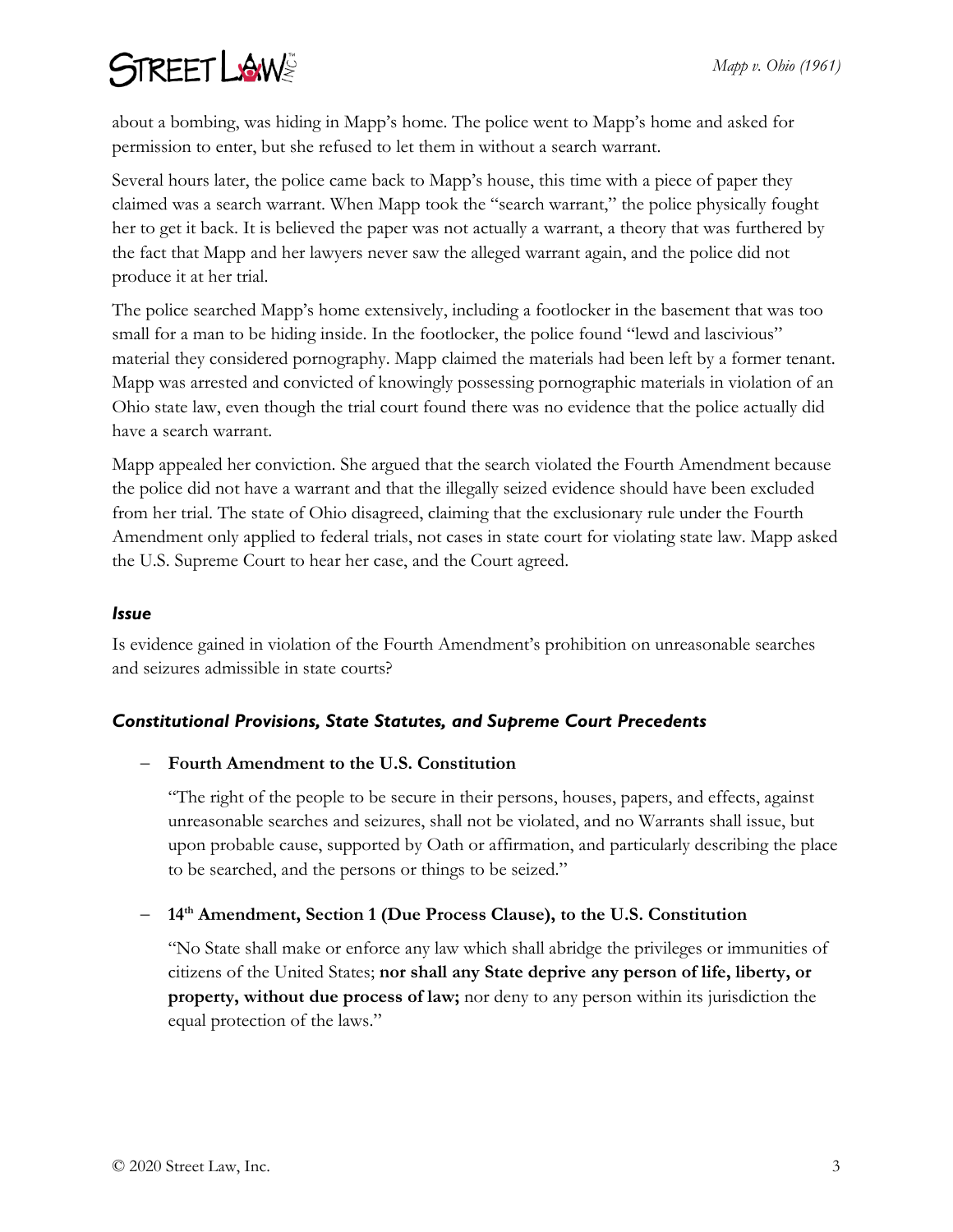about a bombing, was hiding in Mapp's home. The police went to Mapp's home and asked for permission to enter, but she refused to let them in without a search warrant.

Several hours later, the police came back to Mapp's house, this time with a piece of paper they claimed was a search warrant. When Mapp took the "search warrant," the police physically fought her to get it back. It is believed the paper was not actually a warrant, a theory that was furthered by the fact that Mapp and her lawyers never saw the alleged warrant again, and the police did not produce it at her trial.

The police searched Mapp's home extensively, including a footlocker in the basement that was too small for a man to be hiding inside. In the footlocker, the police found "lewd and lascivious" material they considered pornography. Mapp claimed the materials had been left by a former tenant. Mapp was arrested and convicted of knowingly possessing pornographic materials in violation of an Ohio state law, even though the trial court found there was no evidence that the police actually did have a search warrant.

Mapp appealed her conviction. She argued that the search violated the Fourth Amendment because the police did not have a warrant and that the illegally seized evidence should have been excluded from her trial. The state of Ohio disagreed, claiming that the exclusionary rule under the Fourth Amendment only applied to federal trials, not cases in state court for violating state law. Mapp asked the U.S. Supreme Court to hear her case, and the Court agreed.

### *Issue*

Is evidence gained in violation of the Fourth Amendment's prohibition on unreasonable searches and seizures admissible in state courts?

### *Constitutional Provisions, State Statutes, and Supreme Court Precedents*

- **Fourth Amendment to the U.S. Constitution**

  "The right of the people to be secure in their persons, houses, papers, and effects, against unreasonable searches and seizures, shall not be violated, and no Warrants shall issue, but upon probable cause, supported by Oath or affirmation, and particularly describing the place to be searched, and the persons or things to be seized."

- **14th Amendment, Section 1 (Due Process Clause), to the U.S. Constitution**

  "No State shall make or enforce any law which shall abridge the privileges or immunities of citizens of the United States; **nor shall any State deprive any person of life, liberty, or property, without due process of law;** nor deny to any person within its jurisdiction the equal protection of the laws."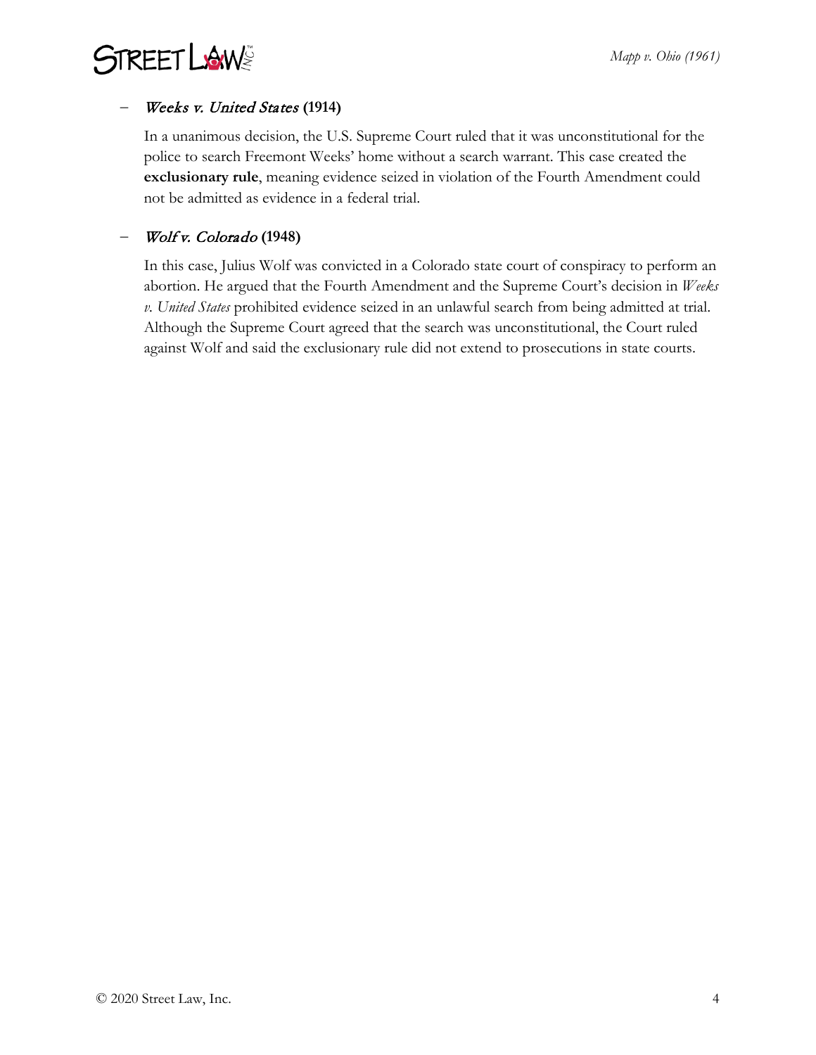- ***Weeks v. United States* (1914)**

  In a unanimous decision, the U.S. Supreme Court ruled that it was unconstitutional for the police to search Freemont Weeks' home without a search warrant. This case created the **exclusionary rule**, meaning evidence seized in violation of the Fourth Amendment could not be admitted as evidence in a federal trial.

- ***Wolf v. Colorado* (1948)**

  In this case, Julius Wolf was convicted in a Colorado state court of conspiracy to perform an abortion. He argued that the Fourth Amendment and the Supreme Court's decision in *Weeks v. United States* prohibited evidence seized in an unlawful search from being admitted at trial. Although the Supreme Court agreed that the search was unconstitutional, the Court ruled against Wolf and said the exclusionary rule did not extend to prosecutions in state courts.